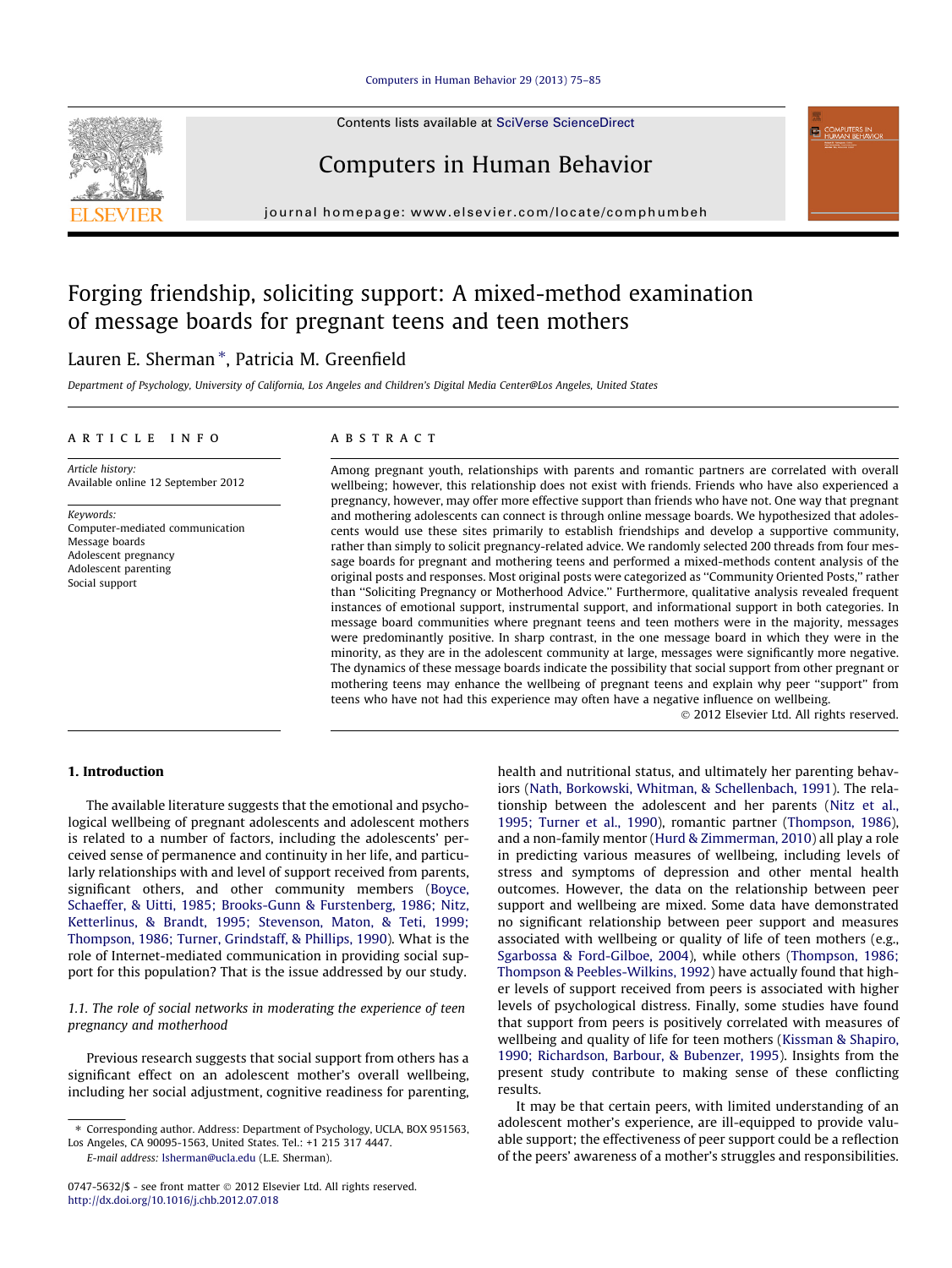Contents lists available at SciVerse ScienceDirect

# Computers in Human Behavior

journal homepage: www.elsevier.com/locate/comphumbeh

# Forging friendship, soliciting support: A mixed-method examination of message boards for pregnant teens and teen mothers

Lauren E. Sherman *, Patricia M. Greenfield

*Department of Psychology, University of California, Los Angeles and Children's Digital Media Center@Los Angeles, United States*

ARTICLE INFO

*Article history:*
Available online 12 September 2012

*Keywords:*
Computer-mediated communication
Message boards
Adolescent pregnancy
Adolescent parenting
Social support

ABSTRACT

Among pregnant youth, relationships with parents and romantic partners are correlated with overall wellbeing; however, this relationship does not exist with friends. Friends who have also experienced a pregnancy, however, may offer more effective support than friends who have not. One way that pregnant and mothering adolescents can connect is through online message boards. We hypothesized that adolescents would use these sites primarily to establish friendships and develop a supportive community, rather than simply to solicit pregnancy-related advice. We randomly selected 200 threads from four message boards for pregnant and mothering teens and performed a mixed-methods content analysis of the original posts and responses. Most original posts were categorized as "Community Oriented Posts," rather than "Soliciting Pregnancy or Motherhood Advice." Furthermore, qualitative analysis revealed frequent instances of emotional support, instrumental support, and informational support in both categories. In message board communities where pregnant teens and teen mothers were in the majority, messages were predominantly positive. In sharp contrast, in the one message board in which they were in the minority, as they are in the adolescent community at large, messages were significantly more negative. The dynamics of these message boards indicate the possibility that social support from other pregnant or mothering teens may enhance the wellbeing of pregnant teens and explain why peer "support" from teens who have not had this experience may often have a negative influence on wellbeing.

© 2012 Elsevier Ltd. All rights reserved.

## 1. Introduction

The available literature suggests that the emotional and psychological wellbeing of pregnant adolescents and adolescent mothers is related to a number of factors, including the adolescents' perceived sense of permanence and continuity in her life, and particularly relationships with and level of support received from parents, significant others, and other community members (Boyce, Schaeffer, & Uitti, 1985; Brooks-Gunn & Furstenberg, 1986; Nitz, Ketterlinus, & Brandt, 1995; Stevenson, Maton, & Teti, 1999; Thompson, 1986; Turner, Grindstaff, & Phillips, 1990). What is the role of Internet-mediated communication in providing social support for this population? That is the issue addressed by our study.

### 1.1. The role of social networks in moderating the experience of teen pregnancy and motherhood

Previous research suggests that social support from others has a significant effect on an adolescent mother's overall wellbeing, including her social adjustment, cognitive readiness for parenting, health and nutritional status, and ultimately her parenting behaviors (Nath, Borkowski, Whitman, & Schellenbach, 1991). The relationship between the adolescent and her parents (Nitz et al., 1995; Turner et al., 1990), romantic partner (Thompson, 1986), and a non-family mentor (Hurd & Zimmerman, 2010) all play a role in predicting various measures of wellbeing, including levels of stress and symptoms of depression and other mental health outcomes. However, the data on the relationship between peer support and wellbeing are mixed. Some data have demonstrated no significant relationship between peer support and measures associated with wellbeing or quality of life of teen mothers (e.g., Sgarbossa & Ford-Gilboe, 2004), while others (Thompson, 1986; Thompson & Peebles-Wilkins, 1992) have actually found that higher levels of support received from peers is associated with higher levels of psychological distress. Finally, some studies have found that support from peers is positively correlated with measures of wellbeing and quality of life for teen mothers (Kissman & Shapiro, 1990; Richardson, Barbour, & Bubenzer, 1995). Insights from the present study contribute to making sense of these conflicting results.

It may be that certain peers, with limited understanding of an adolescent mother's experience, are ill-equipped to provide valuable support; the effectiveness of peer support could be a reflection of the peers' awareness of a mother's struggles and responsibilities.

* Corresponding author. Address: Department of Psychology, UCLA, BOX 951563, Los Angeles, CA 90095-1563, United States. Tel.: +1 215 317 4447.
*E-mail address:* lsherman@ucla.edu (L.E. Sherman).

0747-5632/$ - see front matter © 2012 Elsevier Ltd. All rights reserved.
http://dx.doi.org/10.1016/j.chb.2012.07.018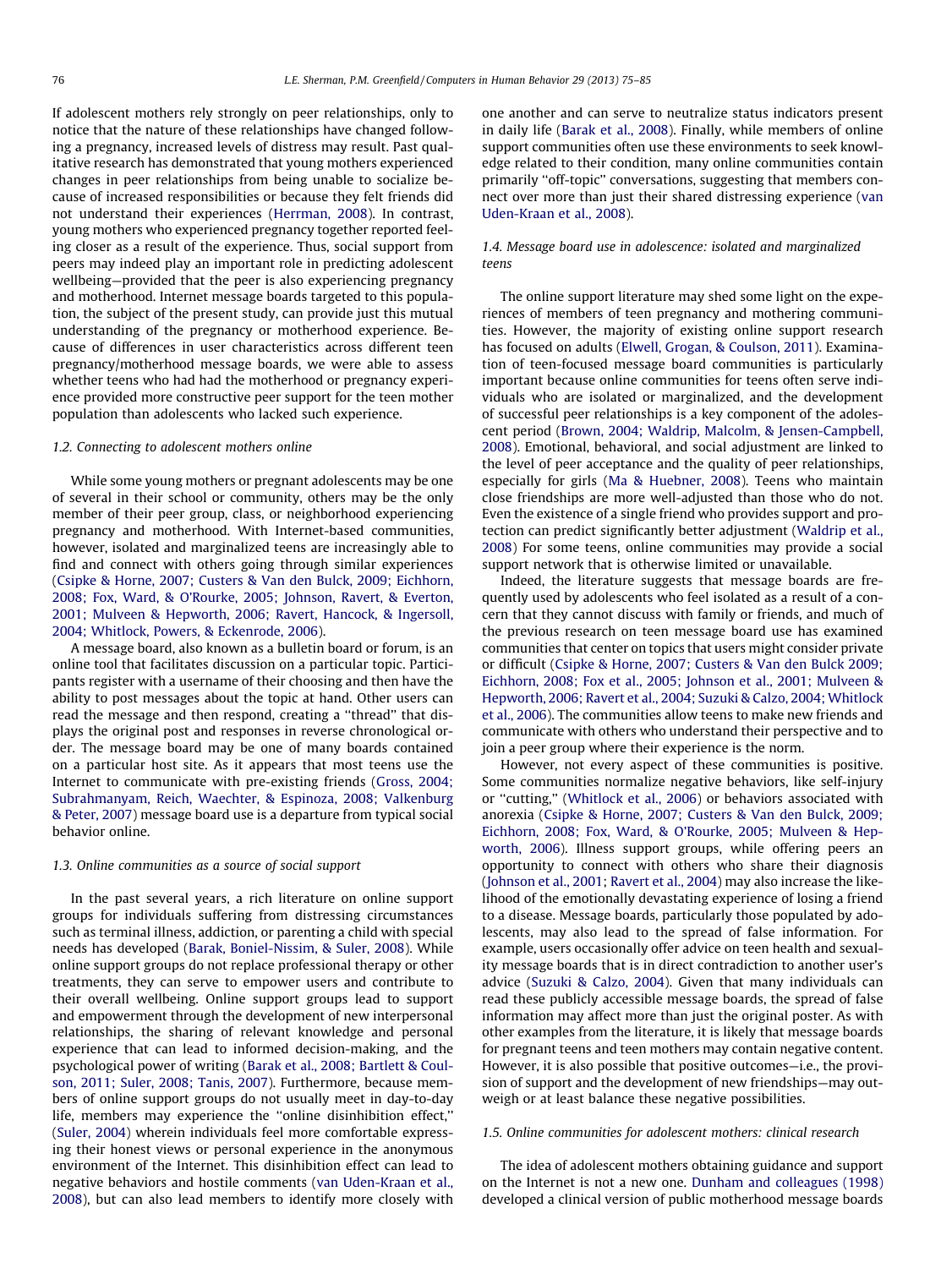If adolescent mothers rely strongly on peer relationships, only to notice that the nature of these relationships have changed following a pregnancy, increased levels of distress may result. Past qualitative research has demonstrated that young mothers experienced changes in peer relationships from being unable to socialize because of increased responsibilities or because they felt friends did not understand their experiences (Herrman, 2008). In contrast, young mothers who experienced pregnancy together reported feeling closer as a result of the experience. Thus, social support from peers may indeed play an important role in predicting adolescent wellbeing—provided that the peer is also experiencing pregnancy and motherhood. Internet message boards targeted to this population, the subject of the present study, can provide just this mutual understanding of the pregnancy or motherhood experience. Because of differences in user characteristics across different teen pregnancy/motherhood message boards, we were able to assess whether teens who had had the motherhood or pregnancy experience provided more constructive peer support for the teen mother population than adolescents who lacked such experience.

### 1.2. Connecting to adolescent mothers online

While some young mothers or pregnant adolescents may be one of several in their school or community, others may be the only member of their peer group, class, or neighborhood experiencing pregnancy and motherhood. With Internet-based communities, however, isolated and marginalized teens are increasingly able to find and connect with others going through similar experiences (Csipke & Horne, 2007; Custers & Van den Bulck, 2009; Eichhorn, 2008; Fox, Ward, & O'Rourke, 2005; Johnson, Ravert, & Everton, 2001; Mulveen & Hepworth, 2006; Ravert, Hancock, & Ingersoll, 2004; Whitlock, Powers, & Eckenrode, 2006).

A message board, also known as a bulletin board or forum, is an online tool that facilitates discussion on a particular topic. Participants register with a username of their choosing and then have the ability to post messages about the topic at hand. Other users can read the message and then respond, creating a "thread" that displays the original post and responses in reverse chronological order. The message board may be one of many boards contained on a particular host site. As it appears that most teens use the Internet to communicate with pre-existing friends (Gross, 2004; Subrahmanyam, Reich, Waechter, & Espinoza, 2008; Valkenburg & Peter, 2007) message board use is a departure from typical social behavior online.

### 1.3. Online communities as a source of social support

In the past several years, a rich literature on online support groups for individuals suffering from distressing circumstances such as terminal illness, addiction, or parenting a child with special needs has developed (Barak, Boniel-Nissim, & Suler, 2008). While online support groups do not replace professional therapy or other treatments, they can serve to empower users and contribute to their overall wellbeing. Online support groups lead to support and empowerment through the development of new interpersonal relationships, the sharing of relevant knowledge and personal experience that can lead to informed decision-making, and the psychological power of writing (Barak et al., 2008; Bartlett & Coulson, 2011; Suler, 2008; Tanis, 2007). Furthermore, because members of online support groups do not usually meet in day-to-day life, members may experience the "online disinhibition effect," (Suler, 2004) wherein individuals feel more comfortable expressing their honest views or personal experience in the anonymous environment of the Internet. This disinhibition effect can lead to negative behaviors and hostile comments (van Uden-Kraan et al., 2008), but can also lead members to identify more closely with one another and can serve to neutralize status indicators present in daily life (Barak et al., 2008). Finally, while members of online support communities often use these environments to seek knowledge related to their condition, many online communities contain primarily "off-topic" conversations, suggesting that members connect over more than just their shared distressing experience (van Uden-Kraan et al., 2008).

### 1.4. Message board use in adolescence: isolated and marginalized teens

The online support literature may shed some light on the experiences of members of teen pregnancy and mothering communities. However, the majority of existing online support research has focused on adults (Elwell, Grogan, & Coulson, 2011). Examination of teen-focused message board communities is particularly important because online communities for teens often serve individuals who are isolated or marginalized, and the development of successful peer relationships is a key component of the adolescent period (Brown, 2004; Waldrip, Malcolm, & Jensen-Campbell, 2008). Emotional, behavioral, and social adjustment are linked to the level of peer acceptance and the quality of peer relationships, especially for girls (Ma & Huebner, 2008). Teens who maintain close friendships are more well-adjusted than those who do not. Even the existence of a single friend who provides support and protection can predict significantly better adjustment (Waldrip et al., 2008) For some teens, online communities may provide a social support network that is otherwise limited or unavailable.

Indeed, the literature suggests that message boards are frequently used by adolescents who feel isolated as a result of a concern that they cannot discuss with family or friends, and much of the previous research on teen message board use has examined communities that center on topics that users might consider private or difficult (Csipke & Horne, 2007; Custers & Van den Bulck 2009; Eichhorn, 2008; Fox et al., 2005; Johnson et al., 2001; Mulveen & Hepworth, 2006; Ravert et al., 2004; Suzuki & Calzo, 2004; Whitlock et al., 2006). The communities allow teens to make new friends and communicate with others who understand their perspective and to join a peer group where their experience is the norm.

However, not every aspect of these communities is positive. Some communities normalize negative behaviors, like self-injury or "cutting," (Whitlock et al., 2006) or behaviors associated with anorexia (Csipke & Horne, 2007; Custers & Van den Bulck, 2009; Eichhorn, 2008; Fox, Ward, & O'Rourke, 2005; Mulveen & Hepworth, 2006). Illness support groups, while offering peers an opportunity to connect with others who share their diagnosis (Johnson et al., 2001; Ravert et al., 2004) may also increase the likelihood of the emotionally devastating experience of losing a friend to a disease. Message boards, particularly those populated by adolescents, may also lead to the spread of false information. For example, users occasionally offer advice on teen health and sexuality message boards that is in direct contradiction to another user's advice (Suzuki & Calzo, 2004). Given that many individuals can read these publicly accessible message boards, the spread of false information may affect more than just the original poster. As with other examples from the literature, it is likely that message boards for pregnant teens and teen mothers may contain negative content. However, it is also possible that positive outcomes—i.e., the provision of support and the development of new friendships—may outweigh or at least balance these negative possibilities.

### 1.5. Online communities for adolescent mothers: clinical research

The idea of adolescent mothers obtaining guidance and support on the Internet is not a new one. Dunham and colleagues (1998) developed a clinical version of public motherhood message boards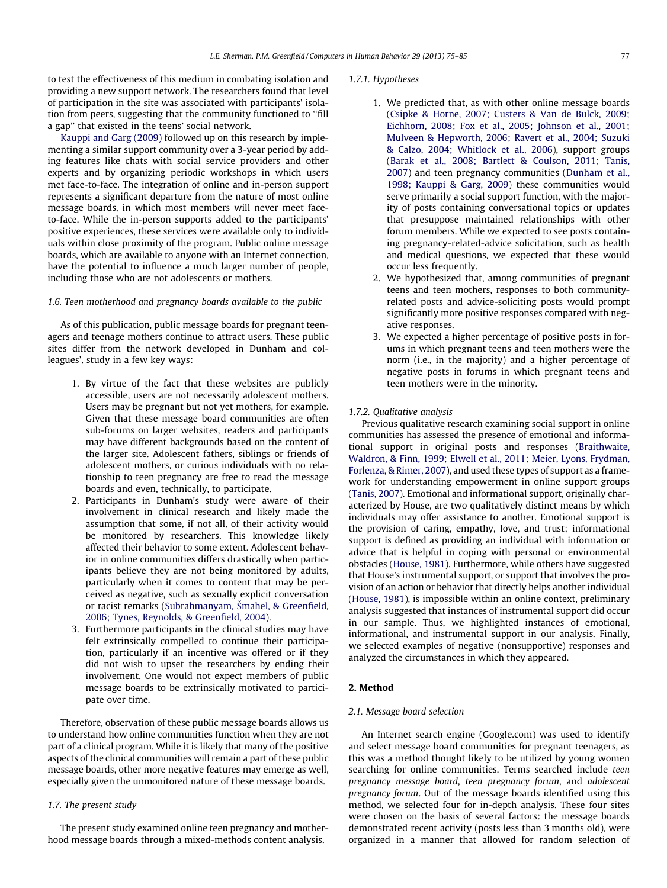to test the effectiveness of this medium in combating isolation and providing a new support network. The researchers found that level of participation in the site was associated with participants' isolation from peers, suggesting that the community functioned to "fill a gap" that existed in the teens' social network.

Kauppi and Garg (2009) followed up on this research by implementing a similar support community over a 3-year period by adding features like chats with social service providers and other experts and by organizing periodic workshops in which users met face-to-face. The integration of online and in-person support represents a significant departure from the nature of most online message boards, in which most members will never meet face-to-face. While the in-person supports added to the participants' positive experiences, these services were available only to individuals within close proximity of the program. Public online message boards, which are available to anyone with an Internet connection, have the potential to influence a much larger number of people, including those who are not adolescents or mothers.

### 1.6. Teen motherhood and pregnancy boards available to the public

As of this publication, public message boards for pregnant teenagers and teenage mothers continue to attract users. These public sites differ from the network developed in Dunham and colleagues', study in a few key ways:

1. By virtue of the fact that these websites are publicly accessible, users are not necessarily adolescent mothers. Users may be pregnant but not yet mothers, for example. Given that these message board communities are often sub-forums on larger websites, readers and participants may have different backgrounds based on the content of the larger site. Adolescent fathers, siblings or friends of adolescent mothers, or curious individuals with no relationship to teen pregnancy are free to read the message boards and even, technically, to participate.
2. Participants in Dunham's study were aware of their involvement in clinical research and likely made the assumption that some, if not all, of their activity would be monitored by researchers. This knowledge likely affected their behavior to some extent. Adolescent behavior in online communities differs drastically when participants believe they are not being monitored by adults, particularly when it comes to content that may be perceived as negative, such as sexually explicit conversation or racist remarks (Subrahmanyam, Šmahel, & Greenfield, 2006; Tynes, Reynolds, & Greenfield, 2004).
3. Furthermore participants in the clinical studies may have felt extrinsically compelled to continue their participation, particularly if an incentive was offered or if they did not wish to upset the researchers by ending their involvement. One would not expect members of public message boards to be extrinsically motivated to participate over time.

Therefore, observation of these public message boards allows us to understand how online communities function when they are not part of a clinical program. While it is likely that many of the positive aspects of the clinical communities will remain a part of these public message boards, other more negative features may emerge as well, especially given the unmonitored nature of these message boards.

### 1.7. The present study

The present study examined online teen pregnancy and motherhood message boards through a mixed-methods content analysis.

#### 1.7.1. Hypotheses

1. We predicted that, as with other online message boards (Csipke & Horne, 2007; Custers & Van de Bulck, 2009; Eichhorn, 2008; Fox et al., 2005; Johnson et al., 2001; Mulveen & Hepworth, 2006; Ravert et al., 2004; Suzuki & Calzo, 2004; Whitlock et al., 2006), support groups (Barak et al., 2008; Bartlett & Coulson, 2011; Tanis, 2007) and teen pregnancy communities (Dunham et al., 1998; Kauppi & Garg, 2009) these communities would serve primarily a social support function, with the majority of posts containing conversational topics or updates that presuppose maintained relationships with other forum members. While we expected to see posts containing pregnancy-related-advice solicitation, such as health and medical questions, we expected that these would occur less frequently.
2. We hypothesized that, among communities of pregnant teens and teen mothers, responses to both community-related posts and advice-soliciting posts would prompt significantly more positive responses compared with negative responses.
3. We expected a higher percentage of positive posts in forums in which pregnant teens and teen mothers were the norm (i.e., in the majority) and a higher percentage of negative posts in forums in which pregnant teens and teen mothers were in the minority.

#### 1.7.2. Qualitative analysis

Previous qualitative research examining social support in online communities has assessed the presence of emotional and informational support in original posts and responses (Braithwaite, Waldron, & Finn, 1999; Elwell et al., 2011; Meier, Lyons, Frydman, Forlenza, & Rimer, 2007), and used these types of support as a framework for understanding empowerment in online support groups (Tanis, 2007). Emotional and informational support, originally characterized by House, are two qualitatively distinct means by which individuals may offer assistance to another. Emotional support is the provision of caring, empathy, love, and trust; informational support is defined as providing an individual with information or advice that is helpful in coping with personal or environmental obstacles (House, 1981). Furthermore, while others have suggested that House's instrumental support, or support that involves the provision of an action or behavior that directly helps another individual (House, 1981), is impossible within an online context, preliminary analysis suggested that instances of instrumental support did occur in our sample. Thus, we highlighted instances of emotional, informational, and instrumental support in our analysis. Finally, we selected examples of negative (nonsupportive) responses and analyzed the circumstances in which they appeared.

## 2. Method

### 2.1. Message board selection

An Internet search engine (Google.com) was used to identify and select message board communities for pregnant teenagers, as this was a method thought likely to be utilized by young women searching for online communities. Terms searched include *teen pregnancy message board*, *teen pregnancy forum*, and *adolescent pregnancy forum*. Out of the message boards identified using this method, we selected four for in-depth analysis. These four sites were chosen on the basis of several factors: the message boards demonstrated recent activity (posts less than 3 months old), were organized in a manner that allowed for random selection of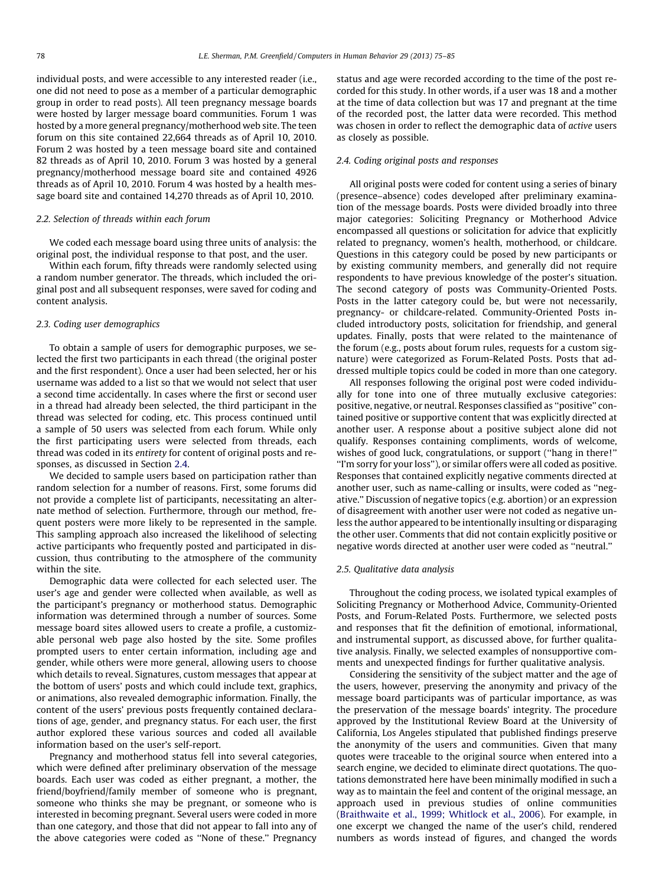individual posts, and were accessible to any interested reader (i.e., one did not need to pose as a member of a particular demographic group in order to read posts). All teen pregnancy message boards were hosted by larger message board communities. Forum 1 was hosted by a more general pregnancy/motherhood web site. The teen forum on this site contained 22,664 threads as of April 10, 2010. Forum 2 was hosted by a teen message board site and contained 82 threads as of April 10, 2010. Forum 3 was hosted by a general pregnancy/motherhood message board site and contained 4926 threads as of April 10, 2010. Forum 4 was hosted by a health message board site and contained 14,270 threads as of April 10, 2010.

### 2.2. Selection of threads within each forum

We coded each message board using three units of analysis: the original post, the individual response to that post, and the user.

Within each forum, fifty threads were randomly selected using a random number generator. The threads, which included the original post and all subsequent responses, were saved for coding and content analysis.

### 2.3. Coding user demographics

To obtain a sample of users for demographic purposes, we selected the first two participants in each thread (the original poster and the first respondent). Once a user had been selected, her or his username was added to a list so that we would not select that user a second time accidentally. In cases where the first or second user in a thread had already been selected, the third participant in the thread was selected for coding, etc. This process continued until a sample of 50 users was selected from each forum. While only the first participating users were selected from threads, each thread was coded in its *entirety* for content of original posts and responses, as discussed in Section 2.4.

We decided to sample users based on participation rather than random selection for a number of reasons. First, some forums did not provide a complete list of participants, necessitating an alternate method of selection. Furthermore, through our method, frequent posters were more likely to be represented in the sample. This sampling approach also increased the likelihood of selecting active participants who frequently posted and participated in discussion, thus contributing to the atmosphere of the community within the site.

Demographic data were collected for each selected user. The user's age and gender were collected when available, as well as the participant's pregnancy or motherhood status. Demographic information was determined through a number of sources. Some message board sites allowed users to create a profile, a customizable personal web page also hosted by the site. Some profiles prompted users to enter certain information, including age and gender, while others were more general, allowing users to choose which details to reveal. Signatures, custom messages that appear at the bottom of users' posts and which could include text, graphics, or animations, also revealed demographic information. Finally, the content of the users' previous posts frequently contained declarations of age, gender, and pregnancy status. For each user, the first author explored these various sources and coded all available information based on the user's self-report.

Pregnancy and motherhood status fell into several categories, which were defined after preliminary observation of the message boards. Each user was coded as either pregnant, a mother, the friend/boyfriend/family member of someone who is pregnant, someone who thinks she may be pregnant, or someone who is interested in becoming pregnant. Several users were coded in more than one category, and those that did not appear to fall into any of the above categories were coded as "None of these." Pregnancy status and age were recorded according to the time of the post recorded for this study. In other words, if a user was 18 and a mother at the time of data collection but was 17 and pregnant at the time of the recorded post, the latter data were recorded. This method was chosen in order to reflect the demographic data of *active* users as closely as possible.

### 2.4. Coding original posts and responses

All original posts were coded for content using a series of binary (presence–absence) codes developed after preliminary examination of the message boards. Posts were divided broadly into three major categories: Soliciting Pregnancy or Motherhood Advice encompassed all questions or solicitation for advice that explicitly related to pregnancy, women's health, motherhood, or childcare. Questions in this category could be posed by new participants or by existing community members, and generally did not require respondents to have previous knowledge of the poster's situation. The second category of posts was Community-Oriented Posts. Posts in the latter category could be, but were not necessarily, pregnancy- or childcare-related. Community-Oriented Posts included introductory posts, solicitation for friendship, and general updates. Finally, posts that were related to the maintenance of the forum (e.g., posts about forum rules, requests for a custom signature) were categorized as Forum-Related Posts. Posts that addressed multiple topics could be coded in more than one category.

All responses following the original post were coded individually for tone into one of three mutually exclusive categories: positive, negative, or neutral. Responses classified as "positive" contained positive or supportive content that was explicitly directed at another user. A response about a positive subject alone did not qualify. Responses containing compliments, words of welcome, wishes of good luck, congratulations, or support ("hang in there!" "I'm sorry for your loss"), or similar offers were all coded as positive. Responses that contained explicitly negative comments directed at another user, such as name-calling or insults, were coded as "negative." Discussion of negative topics (e.g. abortion) or an expression of disagreement with another user were not coded as negative unless the author appeared to be intentionally insulting or disparaging the other user. Comments that did not contain explicitly positive or negative words directed at another user were coded as "neutral."

### 2.5. Qualitative data analysis

Throughout the coding process, we isolated typical examples of Soliciting Pregnancy or Motherhood Advice, Community-Oriented Posts, and Forum-Related Posts. Furthermore, we selected posts and responses that fit the definition of emotional, informational, and instrumental support, as discussed above, for further qualitative analysis. Finally, we selected examples of nonsupportive comments and unexpected findings for further qualitative analysis.

Considering the sensitivity of the subject matter and the age of the users, however, preserving the anonymity and privacy of the message board participants was of particular importance, as was the preservation of the message boards' integrity. The procedure approved by the Institutional Review Board at the University of California, Los Angeles stipulated that published findings preserve the anonymity of the users and communities. Given that many quotes were traceable to the original source when entered into a search engine, we decided to eliminate direct quotations. The quotations demonstrated here have been minimally modified in such a way as to maintain the feel and content of the original message, an approach used in previous studies of online communities (Braithwaite et al., 1999; Whitlock et al., 2006). For example, in one excerpt we changed the name of the user's child, rendered numbers as words instead of figures, and changed the words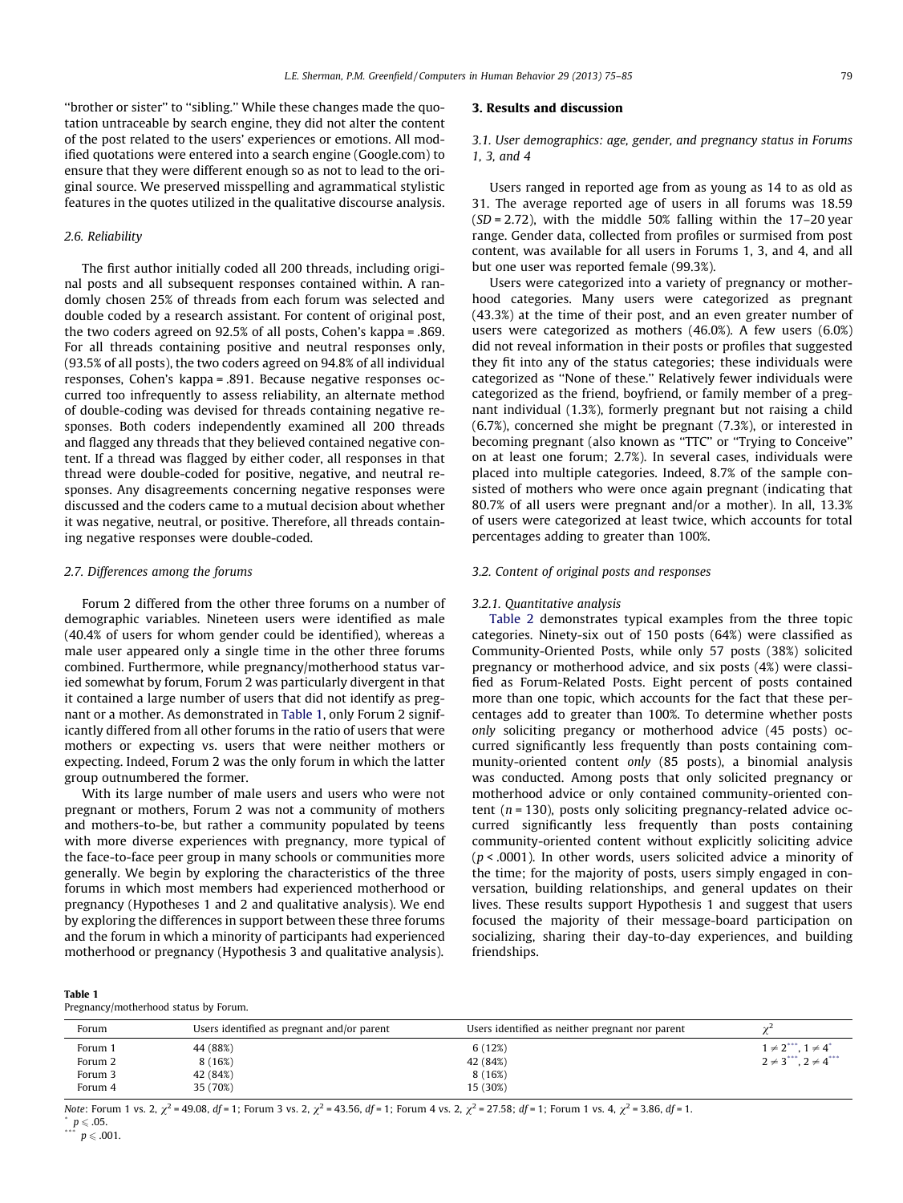"brother or sister" to "sibling." While these changes made the quotation untraceable by search engine, they did not alter the content of the post related to the users' experiences or emotions. All modified quotations were entered into a search engine (Google.com) to ensure that they were different enough so as not to lead to the original source. We preserved misspelling and agrammatical stylistic features in the quotes utilized in the qualitative discourse analysis.

### 2.6. Reliability

The first author initially coded all 200 threads, including original posts and all subsequent responses contained within. A randomly chosen 25% of threads from each forum was selected and double coded by a research assistant. For content of original post, the two coders agreed on 92.5% of all posts, Cohen's kappa = .869. For all threads containing positive and neutral responses only, (93.5% of all posts), the two coders agreed on 94.8% of all individual responses, Cohen's kappa = .891. Because negative responses occurred too infrequently to assess reliability, an alternate method of double-coding was devised for threads containing negative responses. Both coders independently examined all 200 threads and flagged any threads that they believed contained negative content. If a thread was flagged by either coder, all responses in that thread were double-coded for positive, negative, and neutral responses. Any disagreements concerning negative responses were discussed and the coders came to a mutual decision about whether it was negative, neutral, or positive. Therefore, all threads containing negative responses were double-coded.

### 2.7. Differences among the forums

Forum 2 differed from the other three forums on a number of demographic variables. Nineteen users were identified as male (40.4% of users for whom gender could be identified), whereas a male user appeared only a single time in the other three forums combined. Furthermore, while pregnancy/motherhood status varied somewhat by forum, Forum 2 was particularly divergent in that it contained a large number of users that did not identify as pregnant or a mother. As demonstrated in Table 1, only Forum 2 significantly differed from all other forums in the ratio of users that were mothers or expecting vs. users that were neither mothers or expecting. Indeed, Forum 2 was the only forum in which the latter group outnumbered the former.

With its large number of male users and users who were not pregnant or mothers, Forum 2 was not a community of mothers and mothers-to-be, but rather a community populated by teens with more diverse experiences with pregnancy, more typical of the face-to-face peer group in many schools or communities more generally. We begin by exploring the characteristics of the three forums in which most members had experienced motherhood or pregnancy (Hypotheses 1 and 2 and qualitative analysis). We end by exploring the differences in support between these three forums and the forum in which a minority of participants had experienced motherhood or pregnancy (Hypothesis 3 and qualitative analysis).

## 3. Results and discussion

### 3.1. User demographics: age, gender, and pregnancy status in Forums 1, 3, and 4

Users ranged in reported age from as young as 14 to as old as 31. The average reported age of users in all forums was 18.59 ($SD$ = 2.72), with the middle 50% falling within the 17–20 year range. Gender data, collected from profiles or surmised from post content, was available for all users in Forums 1, 3, and 4, and all but one user was reported female (99.3%).

Users were categorized into a variety of pregnancy or motherhood categories. Many users were categorized as pregnant (43.3%) at the time of their post, and an even greater number of users were categorized as mothers (46.0%). A few users (6.0%) did not reveal information in their posts or profiles that suggested they fit into any of the status categories; these individuals were categorized as "None of these." Relatively fewer individuals were categorized as the friend, boyfriend, or family member of a pregnant individual (1.3%), formerly pregnant but not raising a child (6.7%), concerned she might be pregnant (7.3%), or interested in becoming pregnant (also known as "TTC" or "Trying to Conceive" on at least one forum; 2.7%). In several cases, individuals were placed into multiple categories. Indeed, 8.7% of the sample consisted of mothers who were once again pregnant (indicating that 80.7% of all users were pregnant and/or a mother). In all, 13.3% of users were categorized at least twice, which accounts for total percentages adding to greater than 100%.

### 3.2. Content of original posts and responses

#### 3.2.1. Quantitative analysis

Table 2 demonstrates typical examples from the three topic categories. Ninety-six out of 150 posts (64%) were classified as Community-Oriented Posts, while only 57 posts (38%) solicited pregnancy or motherhood advice, and six posts (4%) were classified as Forum-Related Posts. Eight percent of posts contained more than one topic, which accounts for the fact that these percentages add to greater than 100%. To determine whether posts *only* soliciting pregancy or motherhood advice (45 posts) occurred significantly less frequently than posts containing community-oriented content *only* (85 posts), a binomial analysis was conducted. Among posts that only solicited pregnancy or motherhood advice or only contained community-oriented content ($n$ = 130), posts only soliciting pregnancy-related advice occurred significantly less frequently than posts containing community-oriented content without explicitly soliciting advice ($p < .0001$). In other words, users solicited advice a minority of the time; for the majority of posts, users simply engaged in conversation, building relationships, and general updates on their lives. These results support Hypothesis 1 and suggest that users focused the majority of their message-board participation on socializing, sharing their day-to-day experiences, and building friendships.

**Table 1**
Pregnancy/motherhood status by Forum.

| Forum | Users identified as pregnant and/or parent | Users identified as neither pregnant nor parent | $\chi^2$ |
|---|---|---|---|
| Forum 1 | 44 (88%) | 6 (12%) | $1 \neq 2^{***}$, $1 \neq 4^{*}$ |
| Forum 2 | 8 (16%) | 42 (84%) | $2 \neq 3^{***}$, $2 \neq 4^{***}$ |
| Forum 3 | 42 (84%) | 8 (16%) | |
| Forum 4 | 35 (70%) | 15 (30%) | |

*Note*: Forum 1 vs. 2, $\chi^2$ = 49.08, $df$ = 1; Forum 3 vs. 2, $\chi^2$ = 43.56, $df$ = 1; Forum 4 vs. 2, $\chi^2$ = 27.58; $df$ = 1; Forum 1 vs. 4, $\chi^2$ = 3.86, $df$ = 1.

\* $p \leqslant .05$.

\*\*\* $p \leqslant .001$.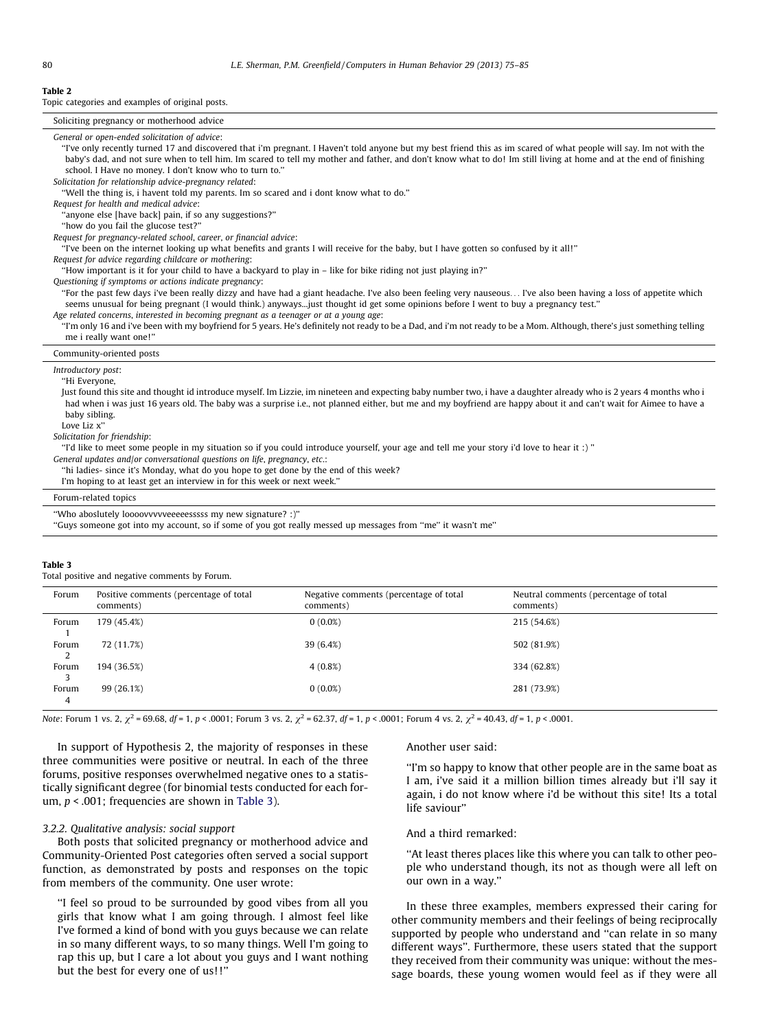**Table 2**
Topic categories and examples of original posts.

| Soliciting pregnancy or motherhood advice |
|---|
| *General or open-ended solicitation of advice*: |
| "I've only recently turned 17 and discovered that i'm pregnant. I Haven't told anyone but my best friend this as im scared of what people will say. Im not with the baby's dad, and not sure when to tell him. Im scared to tell my mother and father, and don't know what to do! Im still living at home and at the end of finishing school. I Have no money. I don't know who to turn to." |
| *Solicitation for relationship advice-pregnancy related*: |
| "Well the thing is, i havent told my parents. Im so scared and i dont know what to do." |
| *Request for health and medical advice*: |
| "anyone else [have back] pain, if so any suggestions?" |
| "how do you fail the glucose test?" |
| *Request for pregnancy-related school, career, or financial advice*: |
| "I've been on the internet looking up what benefits and grants I will receive for the baby, but I have gotten so confused by it all!" |
| *Request for advice regarding childcare or mothering*: |
| "How important is it for your child to have a backyard to play in – like for bike riding not just playing in?" |
| *Questioning if symptoms or actions indicate pregnancy*: |
| "For the past few days i've been really dizzy and have had a giant headache. I've also been feeling very nauseous... I've also been having a loss of appetite which seems unusual for being pregnant (I would think.) anyways...just thought id get some opinions before I went to buy a pregnancy test." |
| *Age related concerns, interested in becoming pregnant as a teenager or at a young age*: |
| "I'm only 16 and i've been with my boyfriend for 5 years. He's definitely not ready to be a Dad, and i'm not ready to be a Mom. Although, there's just something telling me i really want one!" |
| **Community-oriented posts** |
| *Introductory post*: |
| "Hi Everyone, Just found this site and thought id introduce myself. Im Lizzie, im nineteen and expecting baby number two, i have a daughter already who is 2 years 4 months who i had when i was just 16 years old. The baby was a surprise i.e., not planned either, but me and my boyfriend are happy about it and can't wait for Aimee to have a baby sibling. Love Liz x" |
| *Solicitation for friendship*: |
| "I'd like to meet some people in my situation so if you could introduce yourself, your age and tell me your story i'd love to hear it :) " |
| *General updates and/or conversational questions on life, pregnancy, etc.*: |
| "hi ladies- since it's Monday, what do you hope to get done by the end of this week? I'm hoping to at least get an interview in for this week or next week." |
| **Forum-related topics** |
| "Who abosolutely loooovvvvveeeeesssss my new signature? :)" |
| "Guys someone got into my account, so if some of you got really messed up messages from "me" it wasn't me" |

**Table 3**
Total positive and negative comments by Forum.

| Forum | Positive comments (percentage of total comments) | Negative comments (percentage of total comments) | Neutral comments (percentage of total comments) |
|---|---|---|---|
| Forum 1 | 179 (45.4%) | 0 (0.0%) | 215 (54.6%) |
| Forum 2 | 72 (11.7%) | 39 (6.4%) | 502 (81.9%) |
| Forum 3 | 194 (36.5%) | 4 (0.8%) | 334 (62.8%) |
| Forum 4 | 99 (26.1%) | 0 (0.0%) | 281 (73.9%) |

*Note*: Forum 1 vs. 2, $\chi^2 = 69.68$, $df = 1$, $p < .0001$; Forum 3 vs. 2, $\chi^2 = 62.37$, $df = 1$, $p < .0001$; Forum 4 vs. 2, $\chi^2 = 40.43$, $df = 1$, $p < .0001$.

In support of Hypothesis 2, the majority of responses in these three communities were positive or neutral. In each of the three forums, positive responses overwhelmed negative ones to a statistically significant degree (for binomial tests conducted for each forum, $p < .001$; frequencies are shown in Table 3).

### 3.2.2. Qualitative analysis: social support

Both posts that solicited pregnancy or motherhood advice and Community-Oriented Post categories often served a social support function, as demonstrated by posts and responses on the topic from members of the community. One user wrote:

> "I feel so proud to be surrounded by good vibes from all you girls that know what I am going through. I almost feel like I've formed a kind of bond with you guys because we can relate in so many different ways, to so many things. Well I'm going to rap this up, but I care a lot about you guys and I want nothing but the best for every one of us!!"

Another user said:

> "I'm so happy to know that other people are in the same boat as I am, i've said it a million billion times already but i'll say it again, i do not know where i'd be without this site! Its a total life saviour"

And a third remarked:

> "At least theres places like this where you can talk to other people who understand though, its not as though were all left on our own in a way."

In these three examples, members expressed their caring for other community members and their feelings of being reciprocally supported by people who understand and "can relate in so many different ways". Furthermore, these users stated that the support they received from their community was unique: without the message boards, these young women would feel as if they were all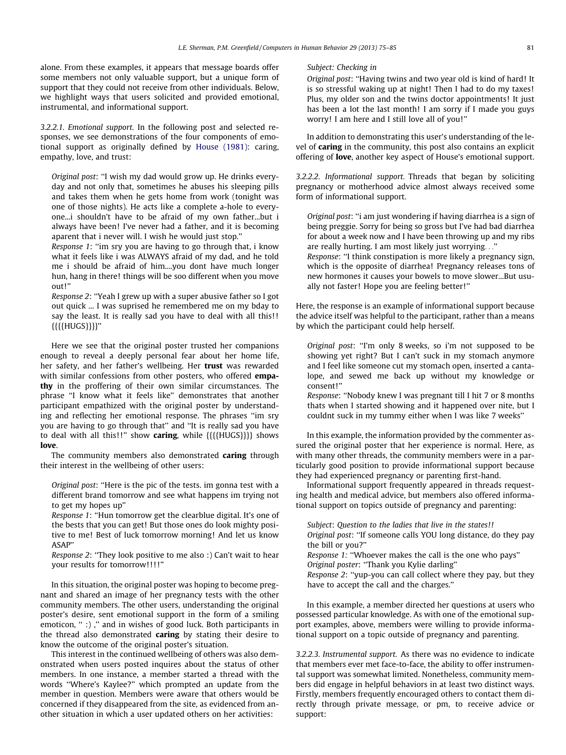alone. From these examples, it appears that message boards offer some members not only valuable support, but a unique form of support that they could not receive from other individuals. Below, we highlight ways that users solicited and provided emotional, instrumental, and informational support.

*3.2.2.1. Emotional support.* In the following post and selected responses, we see demonstrations of the four components of emotional support as originally defined by House (1981): caring, empathy, love, and trust:

> *Original post*: ''I wish my dad would grow up. He drinks everyday and not only that, sometimes he abuses his sleeping pills and takes them when he gets home from work (tonight was one of those nights). He acts like a complete a-hole to everyone...i shouldn't have to be afraid of my own father...but i always have been! I've never had a father, and it is becoming aparent that i never will. I wish he would just stop.''
>
> *Response 1*: ''im sry you are having to go through that, i know what it feels like i was ALWAYS afraid of my dad, and he told me i should be afraid of him....you dont have much longer hun, hang in there! things will be soo different when you move out!''
>
> *Response 2*: ''Yeah I grew up with a super abusive father so I got out quick ... I was suprised he remembered me on my bday to say the least. It is really sad you have to deal with all this!! {{{{HUGS}}}}''

Here we see that the original poster trusted her companions enough to reveal a deeply personal fear about her home life, her safety, and her father's wellbeing. Her **trust** was rewarded with similar confessions from other posters, who offered **empathy** in the proffering of their own similar circumstances. The phrase ''I know what it feels like'' demonstrates that another participant empathized with the original poster by understanding and reflecting her emotional response. The phrases ''im sry you are having to go through that'' and ''It is really sad you have to deal with all this!!'' show **caring**, while {{{{HUGS}}}} shows **love**.

The community members also demonstrated **caring** through their interest in the wellbeing of other users:

> *Original post*: ''Here is the pic of the tests. im gonna test with a different brand tomorrow and see what happens im trying not to get my hopes up''
>
> *Response 1*: ''Hun tomorrow get the clearblue digital. It's one of the bests that you can get! But those ones do look mighty positive to me! Best of luck tomorrow morning! And let us know ASAP''
>
> *Response 2*: ''They look positive to me also :) Can't wait to hear your results for tomorrow!!!!''

In this situation, the original poster was hoping to become pregnant and shared an image of her pregnancy tests with the other community members. The other users, understanding the original poster's desire, sent emotional support in the form of a smiling emoticon, '' :) ,'' and in wishes of good luck. Both participants in the thread also demonstrated **caring** by stating their desire to know the outcome of the original poster's situation.

This interest in the continued wellbeing of others was also demonstrated when users posted inquires about the status of other members. In one instance, a member started a thread with the words ''Where's Kaylee?'' which prompted an update from the member in question. Members were aware that others would be concerned if they disappeared from the site, as evidenced from another situation in which a user updated others on her activities:

> *Subject: Checking in*
>
> *Original post*: ''Having twins and two year old is kind of hard! It is so stressful waking up at night! Then I had to do my taxes! Plus, my older son and the twins doctor appointments! It just has been a lot the last month! I am sorry if I made you guys worry! I am here and I still love all of you!''

In addition to demonstrating this user's understanding of the level of **caring** in the community, this post also contains an explicit offering of **love**, another key aspect of House's emotional support.

*3.2.2.2. Informational support.* Threads that began by soliciting pregnancy or motherhood advice almost always received some form of informational support.

> *Original post*: ''i am just wondering if having diarrhea is a sign of being preggie. Sorry for being so gross but I've had bad diarrhea for about a week now and I have been throwing up and my ribs are really hurting. I am most likely just worrying...''
>
> *Response*: ''I think constipation is more likely a pregnancy sign, which is the opposite of diarrhea! Pregnancy releases tons of new hormones it causes your bowels to move slower...But usually not faster! Hope you are feeling better!''

Here, the response is an example of informational support because the advice itself was helpful to the participant, rather than a means by which the participant could help herself.

> *Original post*: ''I'm only 8 weeks, so i'm not supposed to be showing yet right? But I can't suck in my stomach anymore and I feel like someone cut my stomach open, inserted a cantalope, and sewed me back up without my knowledge or consent!''
>
> *Response*: ''Nobody knew I was pregnant till I hit 7 or 8 months thats when I started showing and it happened over nite, but I couldnt suck in my tummy either when I was like 7 weeks''

In this example, the information provided by the commenter assured the original poster that her experience is normal. Here, as with many other threads, the community members were in a particularly good position to provide informational support because they had experienced pregnancy or parenting first-hand.

Informational support frequently appeared in threads requesting health and medical advice, but members also offered informational support on topics outside of pregnancy and parenting:

> *Subject*: *Question to the ladies that live in the states!!*
>
> *Original post*: ''If someone calls YOU long distance, do they pay the bill or you?''
>
> *Response 1:* ''Whoever makes the call is the one who pays''
>
> *Original poster*: ''Thank you Kylie darling''
>
> *Response 2*: ''yup-you can call collect where they pay, but they have to accept the call and the charges.''

In this example, a member directed her questions at users who possessed particular knowledge. As with one of the emotional support examples, above, members were willing to provide informational support on a topic outside of pregnancy and parenting.

*3.2.2.3. Instrumental support.* As there was no evidence to indicate that members ever met face-to-face, the ability to offer instrumental support was somewhat limited. Nonetheless, community members did engage in helpful behaviors in at least two distinct ways. Firstly, members frequently encouraged others to contact them directly through private message, or pm, to receive advice or support: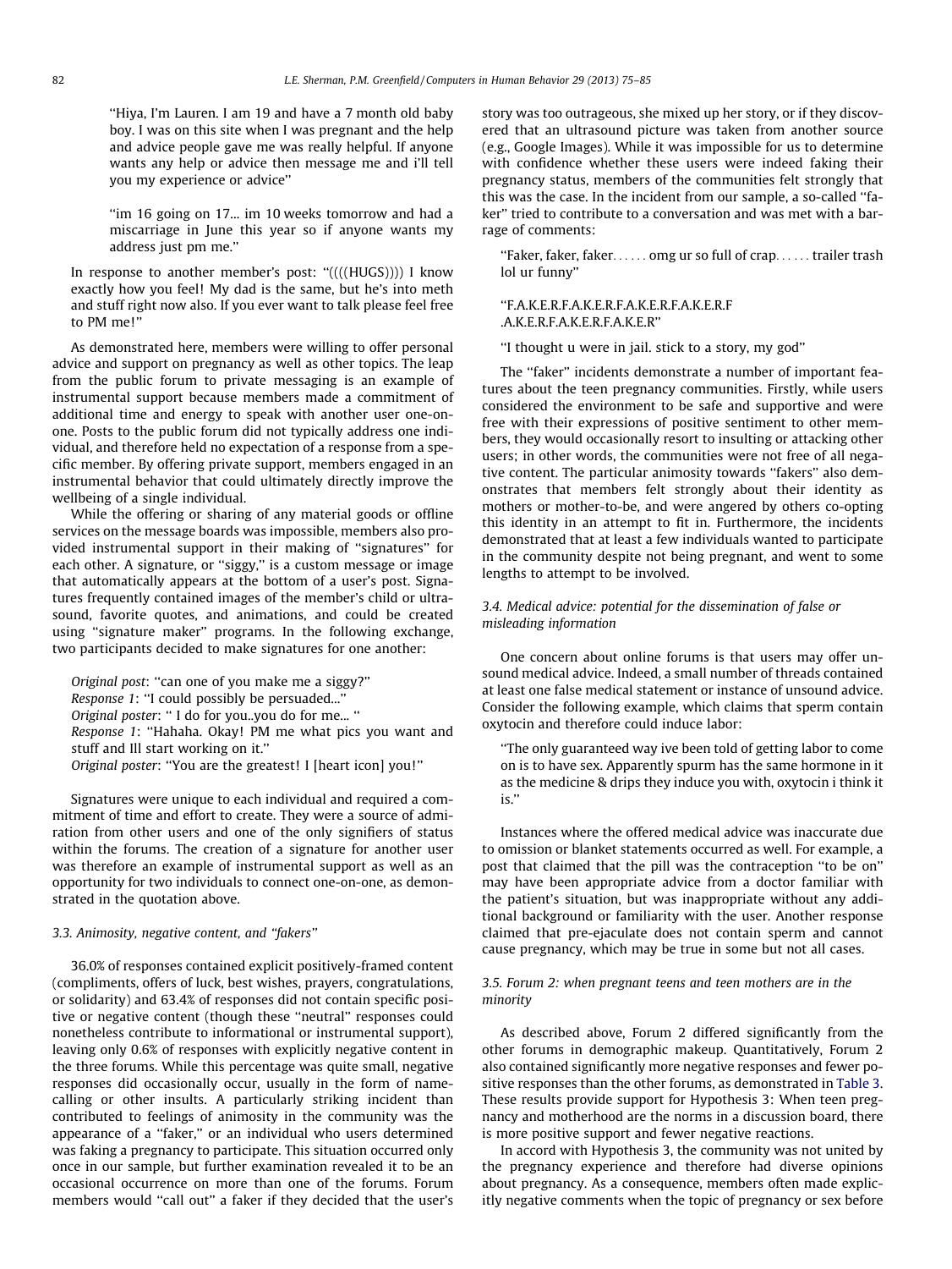"Hiya, I'm Lauren. I am 19 and have a 7 month old baby boy. I was on this site when I was pregnant and the help and advice people gave me was really helpful. If anyone wants any help or advice then message me and i'll tell you my experience or advice"

"im 16 going on 17... im 10 weeks tomorrow and had a miscarriage in June this year so if anyone wants my address just pm me."

In response to another member's post: "((((HUGS)))) I know exactly how you feel! My dad is the same, but he's into meth and stuff right now also. If you ever want to talk please feel free to PM me!"

As demonstrated here, members were willing to offer personal advice and support on pregnancy as well as other topics. The leap from the public forum to private messaging is an example of instrumental support because members made a commitment of additional time and energy to speak with another user one-on-one. Posts to the public forum did not typically address one individual, and therefore held no expectation of a response from a specific member. By offering private support, members engaged in an instrumental behavior that could ultimately directly improve the wellbeing of a single individual.

While the offering or sharing of any material goods or offline services on the message boards was impossible, members also provided instrumental support in their making of "signatures" for each other. A signature, or "siggy," is a custom message or image that automatically appears at the bottom of a user's post. Signatures frequently contained images of the member's child or ultrasound, favorite quotes, and animations, and could be created using "signature maker" programs. In the following exchange, two participants decided to make signatures for one another:

*Original post*: "can one of you make me a siggy?"
*Response 1*: "I could possibly be persuaded..."
*Original poster*: " I do for you..you do for me... "
*Response 1*: "Hahaha. Okay! PM me what pics you want and stuff and Ill start working on it."
*Original poster*: "You are the greatest! I [heart icon] you!"

Signatures were unique to each individual and required a commitment of time and effort to create. They were a source of admiration from other users and one of the only signifiers of status within the forums. The creation of a signature for another user was therefore an example of instrumental support as well as an opportunity for two individuals to connect one-on-one, as demonstrated in the quotation above.

### 3.3. Animosity, negative content, and "fakers"

36.0% of responses contained explicit positively-framed content (compliments, offers of luck, best wishes, prayers, congratulations, or solidarity) and 63.4% of responses did not contain specific positive or negative content (though these "neutral" responses could nonetheless contribute to informational or instrumental support), leaving only 0.6% of responses with explicitly negative content in the three forums. While this percentage was quite small, negative responses did occasionally occur, usually in the form of name-calling or other insults. A particularly striking incident than contributed to feelings of animosity in the community was the appearance of a "faker," or an individual who users determined was faking a pregnancy to participate. This situation occurred only once in our sample, but further examination revealed it to be an occasional occurrence on more than one of the forums. Forum members would "call out" a faker if they decided that the user's story was too outrageous, she mixed up her story, or if they discovered that an ultrasound picture was taken from another source (e.g., Google Images). While it was impossible for us to determine with confidence whether these users were indeed faking their pregnancy status, members of the communities felt strongly that this was the case. In the incident from our sample, a so-called "faker" tried to contribute to a conversation and was met with a barrage of comments:

"Faker, faker, faker...... omg ur so full of crap...... trailer trash lol ur funny"

"F.A.K.E.R.F.A.K.E.R.F.A.K.E.R.F.A.K.E.R.F.A.K.E.R.F.A.K.E.R.F.A.K.E.R"

"I thought u were in jail. stick to a story, my god"

The "faker" incidents demonstrate a number of important features about the teen pregnancy communities. Firstly, while users considered the environment to be safe and supportive and were free with their expressions of positive sentiment to other members, they would occasionally resort to insulting or attacking other users; in other words, the communities were not free of all negative content. The particular animosity towards "fakers" also demonstrates that members felt strongly about their identity as mothers or mother-to-be, and were angered by others co-opting this identity in an attempt to fit in. Furthermore, the incidents demonstrated that at least a few individuals wanted to participate in the community despite not being pregnant, and went to some lengths to attempt to be involved.

### 3.4. Medical advice: potential for the dissemination of false or misleading information

One concern about online forums is that users may offer unsound medical advice. Indeed, a small number of threads contained at least one false medical statement or instance of unsound advice. Consider the following example, which claims that sperm contain oxytocin and therefore could induce labor:

"The only guaranteed way ive been told of getting labor to come on is to have sex. Apparently spurm has the same hormone in it as the medicine & drips they induce you with, oxytocin i think it is."

Instances where the offered medical advice was inaccurate due to omission or blanket statements occurred as well. For example, a post that claimed that the pill was the contraception "to be on" may have been appropriate advice from a doctor familiar with the patient's situation, but was inappropriate without any additional background or familiarity with the user. Another response claimed that pre-ejaculate does not contain sperm and cannot cause pregnancy, which may be true in some but not all cases.

### 3.5. Forum 2: when pregnant teens and teen mothers are in the minority

As described above, Forum 2 differed significantly from the other forums in demographic makeup. Quantitatively, Forum 2 also contained significantly more negative responses and fewer positive responses than the other forums, as demonstrated in Table 3. These results provide support for Hypothesis 3: When teen pregnancy and motherhood are the norms in a discussion board, there is more positive support and fewer negative reactions.

In accord with Hypothesis 3, the community was not united by the pregnancy experience and therefore had diverse opinions about pregnancy. As a consequence, members often made explicitly negative comments when the topic of pregnancy or sex before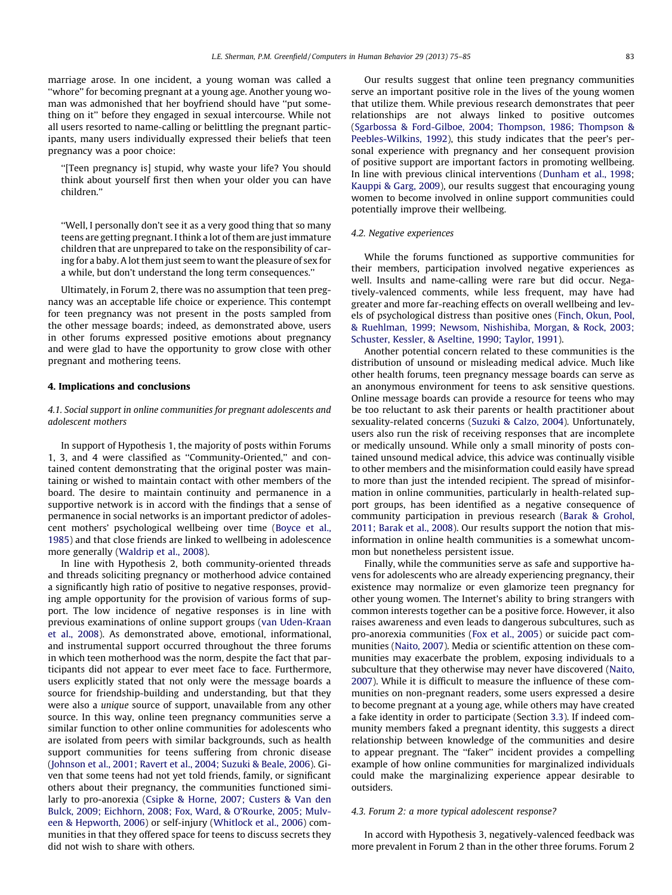marriage arose. In one incident, a young woman was called a "whore" for becoming pregnant at a young age. Another young woman was admonished that her boyfriend should have "put something on it" before they engaged in sexual intercourse. While not all users resorted to name-calling or belittling the pregnant participants, many users individually expressed their beliefs that teen pregnancy was a poor choice:

> "[Teen pregnancy is] stupid, why waste your life? You should think about yourself first then when your older you can have children."

> "Well, I personally don't see it as a very good thing that so many teens are getting pregnant. I think a lot of them are just immature children that are unprepared to take on the responsibility of caring for a baby. A lot them just seem to want the pleasure of sex for a while, but don't understand the long term consequences."

Ultimately, in Forum 2, there was no assumption that teen pregnancy was an acceptable life choice or experience. This contempt for teen pregnancy was not present in the posts sampled from the other message boards; indeed, as demonstrated above, users in other forums expressed positive emotions about pregnancy and were glad to have the opportunity to grow close with other pregnant and mothering teens.

## 4. Implications and conclusions

### 4.1. Social support in online communities for pregnant adolescents and adolescent mothers

In support of Hypothesis 1, the majority of posts within Forums 1, 3, and 4 were classified as "Community-Oriented," and contained content demonstrating that the original poster was maintaining or wished to maintain contact with other members of the board. The desire to maintain continuity and permanence in a supportive network is in accord with the findings that a sense of permanence in social networks is an important predictor of adolescent mothers' psychological wellbeing over time (Boyce et al., 1985) and that close friends are linked to wellbeing in adolescence more generally (Waldrip et al., 2008).

In line with Hypothesis 2, both community-oriented threads and threads soliciting pregnancy or motherhood advice contained a significantly high ratio of positive to negative responses, providing ample opportunity for the provision of various forms of support. The low incidence of negative responses is in line with previous examinations of online support groups (van Uden-Kraan et al., 2008). As demonstrated above, emotional, informational, and instrumental support occurred throughout the three forums in which teen motherhood was the norm, despite the fact that participants did not appear to ever meet face to face. Furthermore, users explicitly stated that not only were the message boards a source for friendship-building and understanding, but that they were also a *unique* source of support, unavailable from any other source. In this way, online teen pregnancy communities serve a similar function to other online communities for adolescents who are isolated from peers with similar backgrounds, such as health support communities for teens suffering from chronic disease (Johnson et al., 2001; Ravert et al., 2004; Suzuki & Beale, 2006). Given that some teens had not yet told friends, family, or significant others about their pregnancy, the communities functioned similarly to pro-anorexia (Csipke & Horne, 2007; Custers & Van den Bulck, 2009; Eichhorn, 2008; Fox, Ward, & O'Rourke, 2005; Mulveen & Hepworth, 2006) or self-injury (Whitlock et al., 2006) communities in that they offered space for teens to discuss secrets they did not wish to share with others.

Our results suggest that online teen pregnancy communities serve an important positive role in the lives of the young women that utilize them. While previous research demonstrates that peer relationships are not always linked to positive outcomes (Sgarbossa & Ford-Gilboe, 2004; Thompson, 1986; Thompson & Peebles-Wilkins, 1992), this study indicates that the peer's personal experience with pregnancy and her consequent provision of positive support are important factors in promoting wellbeing. In line with previous clinical interventions (Dunham et al., 1998; Kauppi & Garg, 2009), our results suggest that encouraging young women to become involved in online support communities could potentially improve their wellbeing.

### 4.2. Negative experiences

While the forums functioned as supportive communities for their members, participation involved negative experiences as well. Insults and name-calling were rare but did occur. Negatively-valenced comments, while less frequent, may have had greater and more far-reaching effects on overall wellbeing and levels of psychological distress than positive ones (Finch, Okun, Pool, & Ruehlman, 1999; Newsom, Nishishiba, Morgan, & Rock, 2003; Schuster, Kessler, & Aseltine, 1990; Taylor, 1991).

Another potential concern related to these communities is the distribution of unsound or misleading medical advice. Much like other health forums, teen pregnancy message boards can serve as an anonymous environment for teens to ask sensitive questions. Online message boards can provide a resource for teens who may be too reluctant to ask their parents or health practitioner about sexuality-related concerns (Suzuki & Calzo, 2004). Unfortunately, users also run the risk of receiving responses that are incomplete or medically unsound. While only a small minority of posts contained unsound medical advice, this advice was continually visible to other members and the misinformation could easily have spread to more than just the intended recipient. The spread of misinformation in online communities, particularly in health-related support groups, has been identified as a negative consequence of community participation in previous research (Barak & Grohol, 2011; Barak et al., 2008). Our results support the notion that misinformation in online health communities is a somewhat uncommon but nonetheless persistent issue.

Finally, while the communities serve as safe and supportive havens for adolescents who are already experiencing pregnancy, their existence may normalize or even glamorize teen pregnancy for other young women. The Internet's ability to bring strangers with common interests together can be a positive force. However, it also raises awareness and even leads to dangerous subcultures, such as pro-anorexia communities (Fox et al., 2005) or suicide pact communities (Naito, 2007). Media or scientific attention on these communities may exacerbate the problem, exposing individuals to a subculture that they otherwise may never have discovered (Naito, 2007). While it is difficult to measure the influence of these communities on non-pregnant readers, some users expressed a desire to become pregnant at a young age, while others may have created a fake identity in order to participate (Section 3.3). If indeed community members faked a pregnant identity, this suggests a direct relationship between knowledge of the communities and desire to appear pregnant. The "faker" incident provides a compelling example of how online communities for marginalized individuals could make the marginalizing experience appear desirable to outsiders.

### 4.3. Forum 2: a more typical adolescent response?

In accord with Hypothesis 3, negatively-valenced feedback was more prevalent in Forum 2 than in the other three forums. Forum 2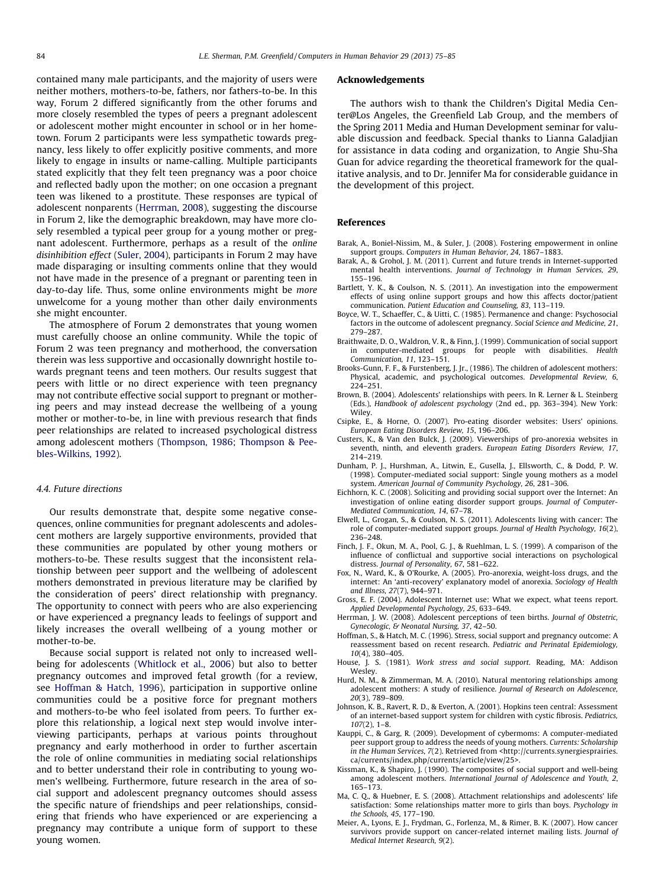contained many male participants, and the majority of users were neither mothers, mothers-to-be, fathers, nor fathers-to-be. In this way, Forum 2 differed significantly from the other forums and more closely resembled the types of peers a pregnant adolescent or adolescent mother might encounter in school or in her hometown. Forum 2 participants were less sympathetic towards pregnancy, less likely to offer explicitly positive comments, and more likely to engage in insults or name-calling. Multiple participants stated explicitly that they felt teen pregnancy was a poor choice and reflected badly upon the mother; on one occasion a pregnant teen was likened to a prostitute. These responses are typical of adolescent nonparents (Herrman, 2008), suggesting the discourse in Forum 2, like the demographic breakdown, may have more closely resembled a typical peer group for a young mother or pregnant adolescent. Furthermore, perhaps as a result of the *online disinhibition effect* (Suler, 2004), participants in Forum 2 may have made disparaging or insulting comments online that they would not have made in the presence of a pregnant or parenting teen in day-to-day life. Thus, some online environments might be *more* unwelcome for a young mother than other daily environments she might encounter.

The atmosphere of Forum 2 demonstrates that young women must carefully choose an online community. While the topic of Forum 2 was teen pregnancy and motherhood, the conversation therein was less supportive and occasionally downright hostile towards pregnant teens and teen mothers. Our results suggest that peers with little or no direct experience with teen pregnancy may not contribute effective social support to pregnant or mothering peers and may instead decrease the wellbeing of a young mother or mother-to-be, in line with previous research that finds peer relationships are related to increased psychological distress among adolescent mothers (Thompson, 1986; Thompson & Peebles-Wilkins, 1992).

### 4.4. Future directions

Our results demonstrate that, despite some negative consequences, online communities for pregnant adolescents and adolescent mothers are largely supportive environments, provided that these communities are populated by other young mothers or mothers-to-be. These results suggest that the inconsistent relationship between peer support and the wellbeing of adolescent mothers demonstrated in previous literature may be clarified by the consideration of peers' direct relationship with pregnancy. The opportunity to connect with peers who are also experiencing or have experienced a pregnancy leads to feelings of support and likely increases the overall wellbeing of a young mother or mother-to-be.

Because social support is related not only to increased wellbeing for adolescents (Whitlock et al., 2006) but also to better pregnancy outcomes and improved fetal growth (for a review, see Hoffman & Hatch, 1996), participation in supportive online communities could be a positive force for pregnant mothers and mothers-to-be who feel isolated from peers. To further explore this relationship, a logical next step would involve interviewing participants, perhaps at various points throughout pregnancy and early motherhood in order to further ascertain the role of online communities in mediating social relationships and to better understand their role in contributing to young women's wellbeing. Furthermore, future research in the area of social support and adolescent pregnancy outcomes should assess the specific nature of friendships and peer relationships, considering that friends who have experienced or are experiencing a pregnancy may contribute a unique form of support to these young women.

## Acknowledgements

The authors wish to thank the Children's Digital Media Center@Los Angeles, the Greenfield Lab Group, and the members of the Spring 2011 Media and Human Development seminar for valuable discussion and feedback. Special thanks to Lianna Galadjian for assistance in data coding and organization, to Angie Shu-Sha Guan for advice regarding the theoretical framework for the qualitative analysis, and to Dr. Jennifer Ma for considerable guidance in the development of this project.

## References

Barak, A., Boniel-Nissim, M., & Suler, J. (2008). Fostering empowerment in online support groups. *Computers in Human Behavior, 24*, 1867–1883.

Barak, A., & Grohol, J. M. (2011). Current and future trends in Internet-supported mental health interventions. *Journal of Technology in Human Services, 29*, 155–196.

Bartlett, Y. K., & Coulson, N. S. (2011). An investigation into the empowerment effects of using online support groups and how this affects doctor/patient communication. *Patient Education and Counseling, 83*, 113–119.

Boyce, W. T., Schaeffer, C., & Uitti, C. (1985). Permanence and change: Psychosocial factors in the outcome of adolescent pregnancy. *Social Science and Medicine, 21*, 279–287.

Braithwaite, D. O., Waldron, V. R., & Finn, J. (1999). Communication of social support in computer-mediated groups for people with disabilities. *Health Communication, 11*, 123–151.

Brooks-Gunn, F. F., & Furstenberg, J. Jr., (1986). The children of adolescent mothers: Physical, academic, and psychological outcomes. *Developmental Review, 6*, 224–251.

Brown, B. (2004). Adolescents' relationships with peers. In R. Lerner & L. Steinberg (Eds.), *Handbook of adolescent psychology* (2nd ed., pp. 363–394). New York: Wiley.

Csipke, E., & Horne, O. (2007). Pro-eating disorder websites: Users' opinions. *European Eating Disorders Review, 15*, 196–206.

Custers, K., & Van den Bulck, J. (2009). Viewerships of pro-anorexia websites in seventh, ninth, and eleventh graders. *European Eating Disorders Review, 17*, 214–219.

Dunham, P. J., Hurshman, A., Litwin, E., Gusella, J., Ellsworth, C., & Dodd, P. W. (1998). Computer-mediated social support: Single young mothers as a model system. *American Journal of Community Psychology, 26*, 281–306.

Eichhorn, K. C. (2008). Soliciting and providing social support over the Internet: An investigation of online eating disorder support groups. *Journal of Computer-Mediated Communication, 14*, 67–78.

Elwell, L., Grogan, S., & Coulson, N. S. (2011). Adolescents living with cancer: The role of computer-mediated support groups. *Journal of Health Psychology, 16*(2), 236–248.

Finch, J. F., Okun, M. A., Pool, G. J., & Ruehlman, L. S. (1999). A comparison of the influence of conflictual and supportive social interactions on psychological distress. *Journal of Personality, 67*, 581–622.

Fox, N., Ward, K., & O'Rourke, A. (2005). Pro-anorexia, weight-loss drugs, and the internet: An 'anti-recovery' explanatory model of anorexia. *Sociology of Health and Illness, 27*(7), 944–971.

Gross, E. F. (2004). Adolescent Internet use: What we expect, what teens report. *Applied Developmental Psychology, 25*, 633–649.

Herrman, J. W. (2008). Adolescent perceptions of teen births. *Journal of Obstetric, Gynecologic, & Neonatal Nursing, 37*, 42–50.

Hoffman, S., & Hatch, M. C. (1996). Stress, social support and pregnancy outcome: A reassessment based on recent research. *Pediatric and Perinatal Epidemiology, 10*(4), 380–405.

House, J. S. (1981). *Work stress and social support*. Reading, MA: Addison Wesley.

Hurd, N. M., & Zimmerman, M. A. (2010). Natural mentoring relationships among adolescent mothers: A study of resilience. *Journal of Research on Adolescence, 20*(3), 789–809.

Johnson, K. B., Ravert, R. D., & Everton, A. (2001). Hopkins teen central: Assessment of an internet-based support system for children with cystic fibrosis. *Pediatrics, 107*(2), 1–8.

Kauppi, C., & Garg, R. (2009). Development of cybermoms: A computer-mediated peer support group to address the needs of young mothers. *Currents: Scholarship in the Human Services, 7*(2). Retrieved from <http://currents.synergiesprairies.ca/currents/index.php/currents/article/view/25>.

Kissman, K., & Shapiro, J. (1990). The composites of social support and well-being among adolescent mothers. *International Journal of Adolescence and Youth, 2*, 165–173.

Ma, C. Q., & Huebner, E. S. (2008). Attachment relationships and adolescents' life satisfaction: Some relationships matter more to girls than boys. *Psychology in the Schools, 45*, 177–190.

Meier, A., Lyons, E. J., Frydman, G., Forlenza, M., & Rimer, B. K. (2007). How cancer survivors provide support on cancer-related internet mailing lists. *Journal of Medical Internet Research, 9*(2).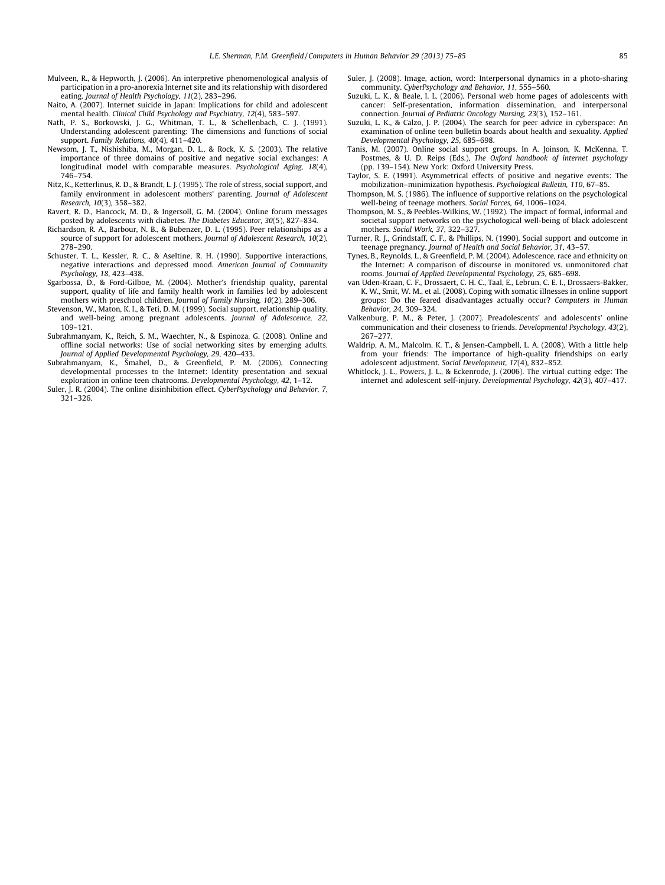Mulveen, R., & Hepworth, J. (2006). An interpretive phenomenological analysis of participation in a pro-anorexia Internet site and its relationship with disordered eating. *Journal of Health Psychology, 11*(2), 283–296.

Naito, A. (2007). Internet suicide in Japan: Implications for child and adolescent mental health. *Clinical Child Psychology and Psychiatry, 12*(4), 583–597.

Nath, P. S., Borkowski, J. G., Whitman, T. L., & Schellenbach, C. J. (1991). Understanding adolescent parenting: The dimensions and functions of social support. *Family Relations, 40*(4), 411–420.

Newsom, J. T., Nishishiba, M., Morgan, D. L., & Rock, K. S. (2003). The relative importance of three domains of positive and negative social exchanges: A longitudinal model with comparable measures. *Psychological Aging, 18*(4), 746–754.

Nitz, K., Ketterlinus, R. D., & Brandt, L. J. (1995). The role of stress, social support, and family environment in adolescent mothers' parenting. *Journal of Adolescent Research, 10*(3), 358–382.

Ravert, R. D., Hancock, M. D., & Ingersoll, G. M. (2004). Online forum messages posted by adolescents with diabetes. *The Diabetes Educator, 30*(5), 827–834.

Richardson, R. A., Barbour, N. B., & Bubenzer, D. L. (1995). Peer relationships as a source of support for adolescent mothers. *Journal of Adolescent Research, 10*(2), 278–290.

Schuster, T. L., Kessler, R. C., & Aseltine, R. H. (1990). Supportive interactions, negative interactions and depressed mood. *American Journal of Community Psychology, 18*, 423–438.

Sgarbossa, D., & Ford-Gilboe, M. (2004). Mother's friendship quality, parental support, quality of life and family health work in families led by adolescent mothers with preschool children. *Journal of Family Nursing, 10*(2), 289–306.

Stevenson, W., Maton, K. I., & Teti, D. M. (1999). Social support, relationship quality, and well-being among pregnant adolescents. *Journal of Adolescence, 22*, 109–121.

Subrahmanyam, K., Reich, S. M., Waechter, N., & Espinoza, G. (2008). Online and offline social networks: Use of social networking sites by emerging adults. *Journal of Applied Developmental Psychology, 29*, 420–433.

Subrahmanyam, K., Šmahel, D., & Greenfield, P. M. (2006). Connecting developmental processes to the Internet: Identity presentation and sexual exploration in online teen chatrooms. *Developmental Psychology, 42*, 1–12.

Suler, J. R. (2004). The online disinhibition effect. *CyberPsychology and Behavior, 7*, 321–326.

Suler, J. (2008). Image, action, word: Interpersonal dynamics in a photo-sharing community. *CyberPsychology and Behavior, 11*, 555–560.

Suzuki, L. K., & Beale, I. L. (2006). Personal web home pages of adolescents with cancer: Self-presentation, information dissemination, and interpersonal connection. *Journal of Pediatric Oncology Nursing, 23*(3), 152–161.

Suzuki, L. K., & Calzo, J. P. (2004). The search for peer advice in cyberspace: An examination of online teen bulletin boards about health and sexuality. *Applied Developmental Psychology, 25*, 685–698.

Tanis, M. (2007). Online social support groups. In A. Joinson, K. McKenna, T. Postmes, & U. D. Reips (Eds.), *The Oxford handbook of internet psychology* (pp. 139–154). New York: Oxford University Press.

Taylor, S. E. (1991). Asymmetrical effects of positive and negative events: The mobilization–minimization hypothesis. *Psychological Bulletin, 110*, 67–85.

Thompson, M. S. (1986). The influence of supportive relations on the psychological well-being of teenage mothers. *Social Forces, 64*, 1006–1024.

Thompson, M. S., & Peebles-Wilkins, W. (1992). The impact of formal, informal and societal support networks on the psychological well-being of black adolescent mothers. *Social Work, 37*, 322–327.

Turner, R. J., Grindstaff, C. F., & Phillips, N. (1990). Social support and outcome in teenage pregnancy. *Journal of Health and Social Behavior, 31*, 43–57.

Tynes, B., Reynolds, L., & Greenfield, P. M. (2004). Adolescence, race and ethnicity on the Internet: A comparison of discourse in monitored vs. unmonitored chat rooms. *Journal of Applied Developmental Psychology, 25*, 685–698.

van Uden-Kraan, C. F., Drossaert, C. H. C., Taal, E., Lebrun, C. E. I., Drossaers-Bakker, K. W., Smit, W. M., et al. (2008). Coping with somatic illnesses in online support groups: Do the feared disadvantages actually occur? *Computers in Human Behavior, 24*, 309–324.

Valkenburg, P. M., & Peter, J. (2007). Preadolescents' and adolescents' online communication and their closeness to friends. *Developmental Psychology, 43*(2), 267–277.

Waldrip, A. M., Malcolm, K. T., & Jensen-Campbell, L. A. (2008). With a little help from your friends: The importance of high-quality friendships on early adolescent adjustment. *Social Development, 17*(4), 832–852.

Whitlock, J. L., Powers, J. L., & Eckenrode, J. (2006). The virtual cutting edge: The internet and adolescent self-injury. *Developmental Psychology, 42*(3), 407–417.